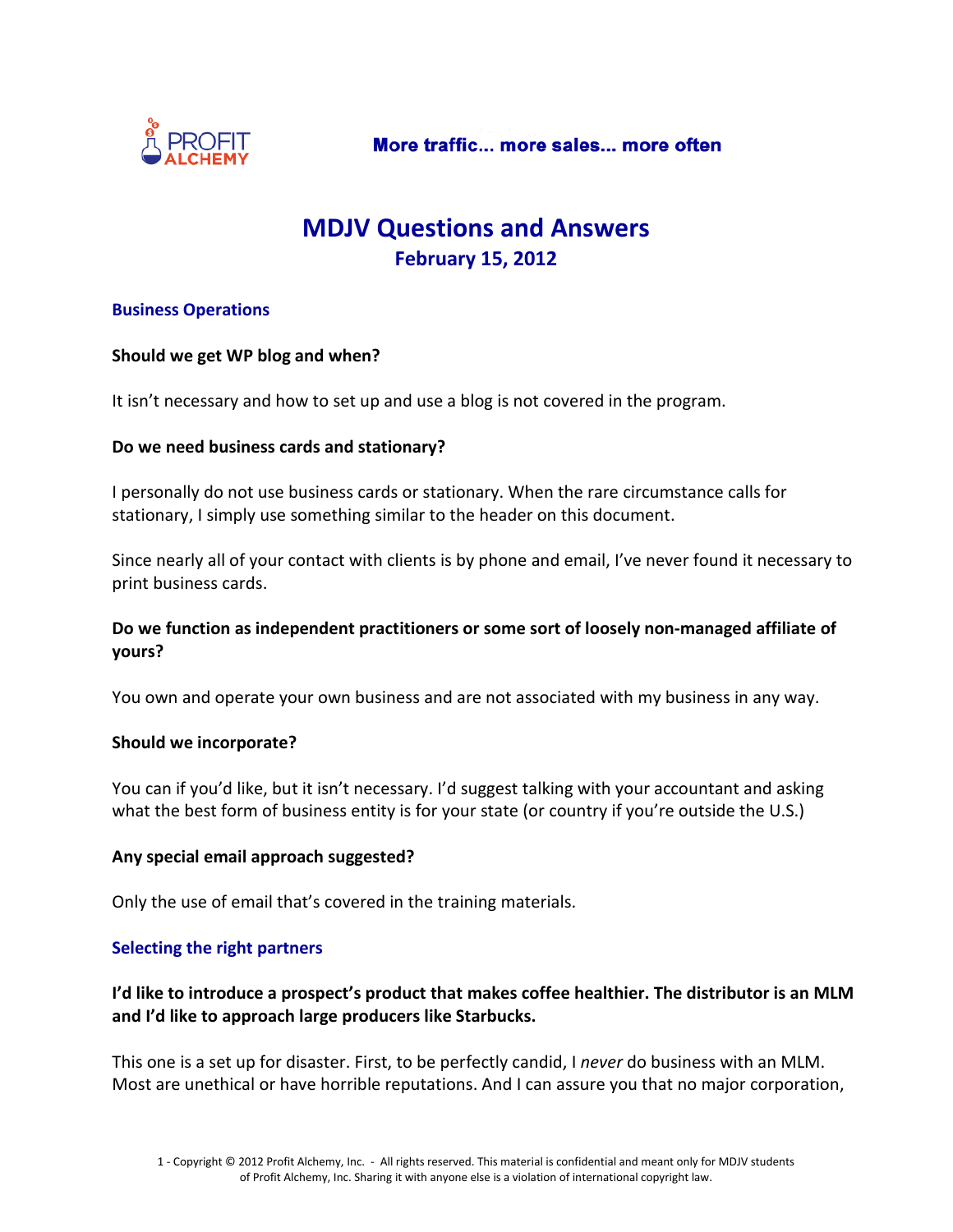PROFIT ALCHEMY

**More traffic... more sales... more often**

# MDJV Questions and Answers

## February 15, 2012

### Business Operations

**Should we get WP blog and when?**

It isn't necessary and how to set up and use a blog is not covered in the program.

**Do we need business cards and stationary?**

I personally do not use business cards or stationary. When the rare circumstance calls for stationary, I simply use something similar to the header on this document.

Since nearly all of your contact with clients is by phone and email, I've never found it necessary to print business cards.

**Do we function as independent practitioners or some sort of loosely non-managed affiliate of yours?**

You own and operate your own business and are not associated with my business in any way.

**Should we incorporate?**

You can if you'd like, but it isn't necessary. I'd suggest talking with your accountant and asking what the best form of business entity is for your state (or country if you're outside the U.S.)

**Any special email approach suggested?**

Only the use of email that's covered in the training materials.

### Selecting the right partners

**I'd like to introduce a prospect's product that makes coffee healthier. The distributor is an MLM and I'd like to approach large producers like Starbucks.**

This one is a set up for disaster. First, to be perfectly candid, I *never* do business with an MLM. Most are unethical or have horrible reputations. And I can assure you that no major corporation,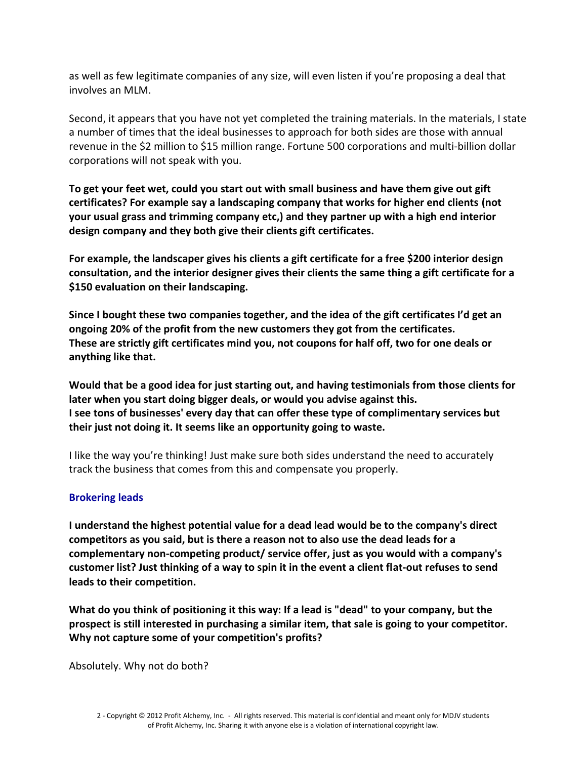as well as few legitimate companies of any size, will even listen if you're proposing a deal that involves an MLM.

Second, it appears that you have not yet completed the training materials. In the materials, I state a number of times that the ideal businesses to approach for both sides are those with annual revenue in the $2 million to $15 million range. Fortune 500 corporations and multi-billion dollar corporations will not speak with you.

**To get your feet wet, could you start out with small business and have them give out gift certificates? For example say a landscaping company that works for higher end clients (not your usual grass and trimming company etc,) and they partner up with a high end interior design company and they both give their clients gift certificates.**

**For example, the landscaper gives his clients a gift certificate for a free $200 interior design consultation, and the interior designer gives their clients the same thing a gift certificate for a $150 evaluation on their landscaping.**

**Since I bought these two companies together, and the idea of the gift certificates I'd get an ongoing 20% of the profit from the new customers they got from the certificates. These are strictly gift certificates mind you, not coupons for half off, two for one deals or anything like that.**

**Would that be a good idea for just starting out, and having testimonials from those clients for later when you start doing bigger deals, or would you advise against this. I see tons of businesses' every day that can offer these type of complimentary services but their just not doing it. It seems like an opportunity going to waste.**

I like the way you're thinking! Just make sure both sides understand the need to accurately track the business that comes from this and compensate you properly.

### Brokering leads

**I understand the highest potential value for a dead lead would be to the company's direct competitors as you said, but is there a reason not to also use the dead leads for a complementary non-competing product/ service offer, just as you would with a company's customer list? Just thinking of a way to spin it in the event a client flat-out refuses to send leads to their competition.**

**What do you think of positioning it this way: If a lead is "dead" to your company, but the prospect is still interested in purchasing a similar item, that sale is going to your competitor. Why not capture some of your competition's profits?**

Absolutely. Why not do both?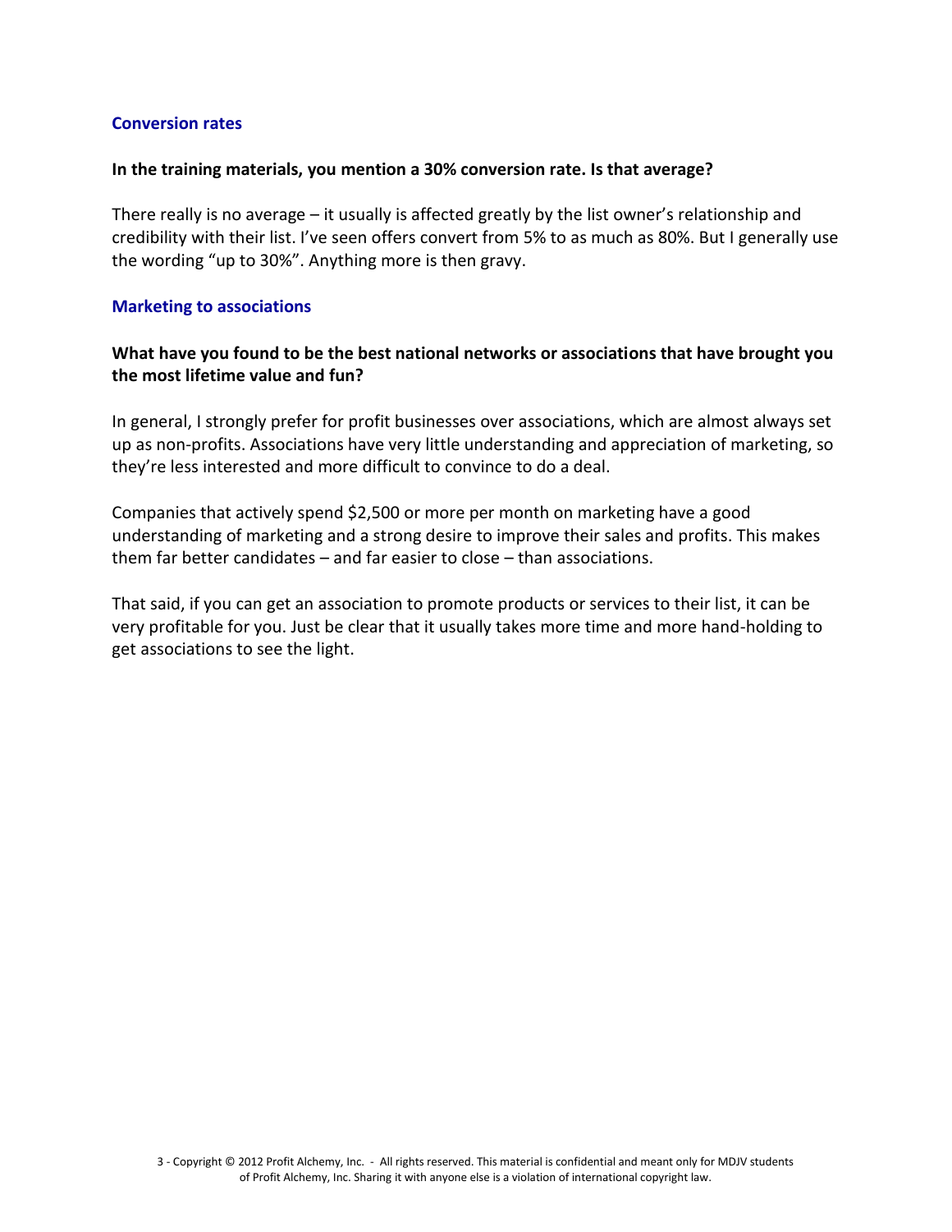## Conversion rates

**In the training materials, you mention a 30% conversion rate. Is that average?**

There really is no average – it usually is affected greatly by the list owner's relationship and credibility with their list. I've seen offers convert from 5% to as much as 80%. But I generally use the wording "up to 30%". Anything more is then gravy.

## Marketing to associations

**What have you found to be the best national networks or associations that have brought you the most lifetime value and fun?**

In general, I strongly prefer for profit businesses over associations, which are almost always set up as non-profits. Associations have very little understanding and appreciation of marketing, so they're less interested and more difficult to convince to do a deal.

Companies that actively spend $2,500 or more per month on marketing have a good understanding of marketing and a strong desire to improve their sales and profits. This makes them far better candidates – and far easier to close – than associations.

That said, if you can get an association to promote products or services to their list, it can be very profitable for you. Just be clear that it usually takes more time and more hand-holding to get associations to see the light.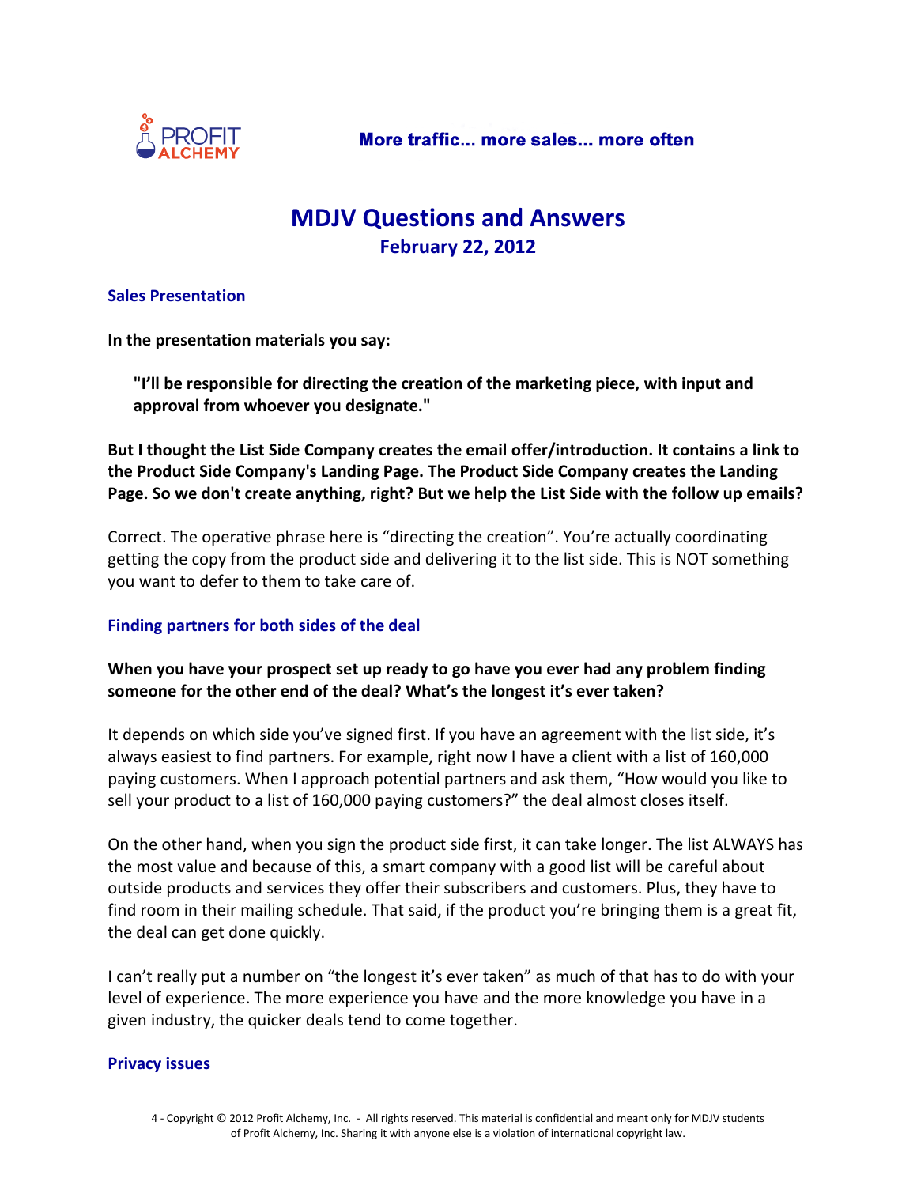# MDJV Questions and Answers

## February 22, 2012

### Sales Presentation

**In the presentation materials you say:**

> **"I'll be responsible for directing the creation of the marketing piece, with input and approval from whoever you designate."**

**But I thought the List Side Company creates the email offer/introduction. It contains a link to the Product Side Company's Landing Page. The Product Side Company creates the Landing Page. So we don't create anything, right? But we help the List Side with the follow up emails?**

Correct. The operative phrase here is "directing the creation". You're actually coordinating getting the copy from the product side and delivering it to the list side. This is NOT something you want to defer to them to take care of.

### Finding partners for both sides of the deal

**When you have your prospect set up ready to go have you ever had any problem finding someone for the other end of the deal? What's the longest it's ever taken?**

It depends on which side you've signed first. If you have an agreement with the list side, it's always easiest to find partners. For example, right now I have a client with a list of 160,000 paying customers. When I approach potential partners and ask them, "How would you like to sell your product to a list of 160,000 paying customers?" the deal almost closes itself.

On the other hand, when you sign the product side first, it can take longer. The list ALWAYS has the most value and because of this, a smart company with a good list will be careful about outside products and services they offer their subscribers and customers. Plus, they have to find room in their mailing schedule. That said, if the product you're bringing them is a great fit, the deal can get done quickly.

I can't really put a number on "the longest it's ever taken" as much of that has to do with your level of experience. The more experience you have and the more knowledge you have in a given industry, the quicker deals tend to come together.

### Privacy issues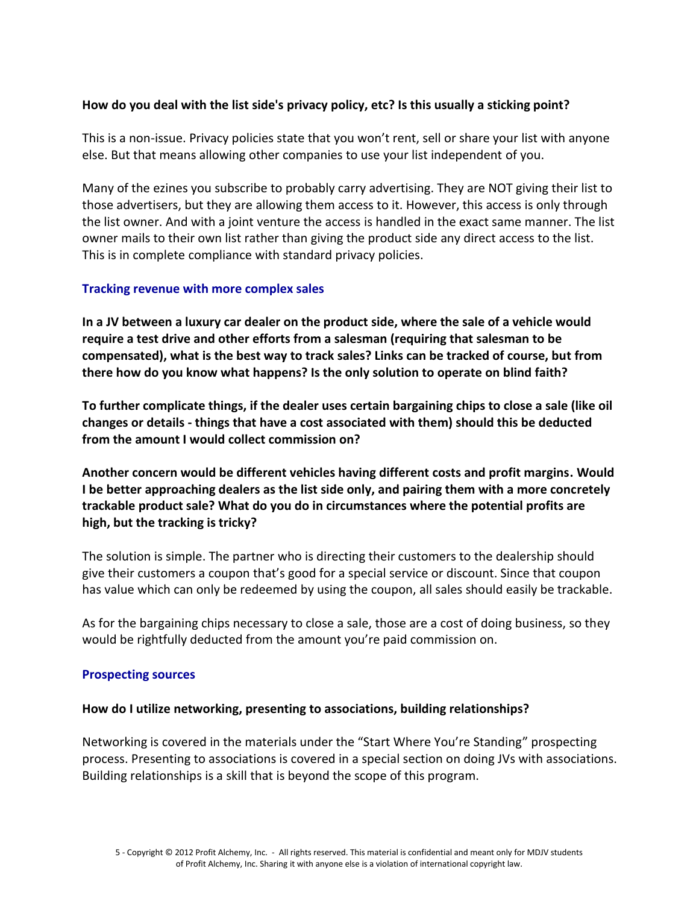**How do you deal with the list side's privacy policy, etc? Is this usually a sticking point?**

This is a non-issue. Privacy policies state that you won't rent, sell or share your list with anyone else. But that means allowing other companies to use your list independent of you.

Many of the ezines you subscribe to probably carry advertising. They are NOT giving their list to those advertisers, but they are allowing them access to it. However, this access is only through the list owner. And with a joint venture the access is handled in the exact same manner. The list owner mails to their own list rather than giving the product side any direct access to the list. This is in complete compliance with standard privacy policies.

## Tracking revenue with more complex sales

**In a JV between a luxury car dealer on the product side, where the sale of a vehicle would require a test drive and other efforts from a salesman (requiring that salesman to be compensated), what is the best way to track sales? Links can be tracked of course, but from there how do you know what happens? Is the only solution to operate on blind faith?**

**To further complicate things, if the dealer uses certain bargaining chips to close a sale (like oil changes or details - things that have a cost associated with them) should this be deducted from the amount I would collect commission on?**

**Another concern would be different vehicles having different costs and profit margins. Would I be better approaching dealers as the list side only, and pairing them with a more concretely trackable product sale? What do you do in circumstances where the potential profits are high, but the tracking is tricky?**

The solution is simple. The partner who is directing their customers to the dealership should give their customers a coupon that's good for a special service or discount. Since that coupon has value which can only be redeemed by using the coupon, all sales should easily be trackable.

As for the bargaining chips necessary to close a sale, those are a cost of doing business, so they would be rightfully deducted from the amount you're paid commission on.

## Prospecting sources

**How do I utilize networking, presenting to associations, building relationships?**

Networking is covered in the materials under the "Start Where You're Standing" prospecting process. Presenting to associations is covered in a special section on doing JVs with associations. Building relationships is a skill that is beyond the scope of this program.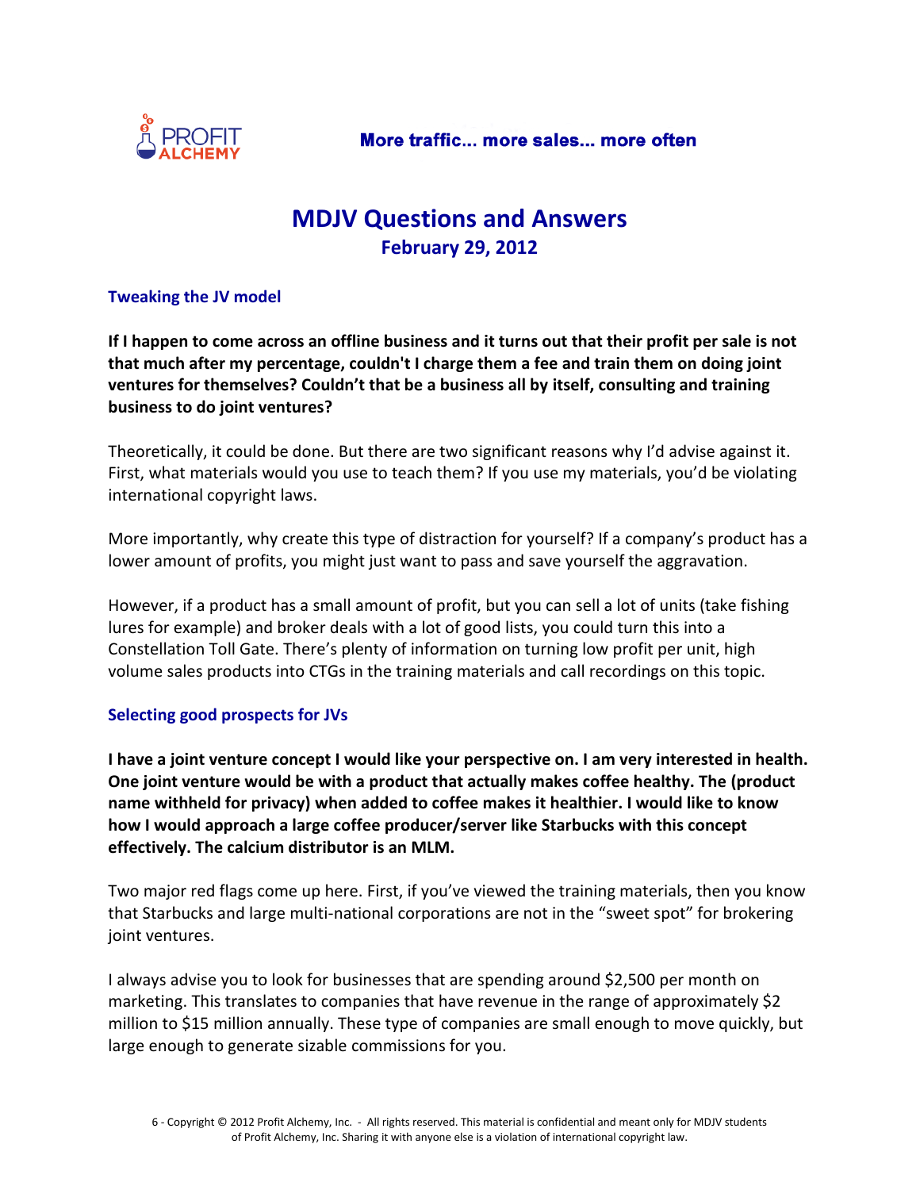# MDJV Questions and Answers

## February 29, 2012

### Tweaking the JV model

**If I happen to come across an offline business and it turns out that their profit per sale is not that much after my percentage, couldn't I charge them a fee and train them on doing joint ventures for themselves? Couldn't that be a business all by itself, consulting and training business to do joint ventures?**

Theoretically, it could be done. But there are two significant reasons why I'd advise against it. First, what materials would you use to teach them? If you use my materials, you'd be violating international copyright laws.

More importantly, why create this type of distraction for yourself? If a company's product has a lower amount of profits, you might just want to pass and save yourself the aggravation.

However, if a product has a small amount of profit, but you can sell a lot of units (take fishing lures for example) and broker deals with a lot of good lists, you could turn this into a Constellation Toll Gate. There's plenty of information on turning low profit per unit, high volume sales products into CTGs in the training materials and call recordings on this topic.

### Selecting good prospects for JVs

**I have a joint venture concept I would like your perspective on. I am very interested in health. One joint venture would be with a product that actually makes coffee healthy. The (product name withheld for privacy) when added to coffee makes it healthier. I would like to know how I would approach a large coffee producer/server like Starbucks with this concept effectively. The calcium distributor is an MLM.**

Two major red flags come up here. First, if you've viewed the training materials, then you know that Starbucks and large multi-national corporations are not in the "sweet spot" for brokering joint ventures.

I always advise you to look for businesses that are spending around $2,500 per month on marketing. This translates to companies that have revenue in the range of approximately $2 million to $15 million annually. These type of companies are small enough to move quickly, but large enough to generate sizable commissions for you.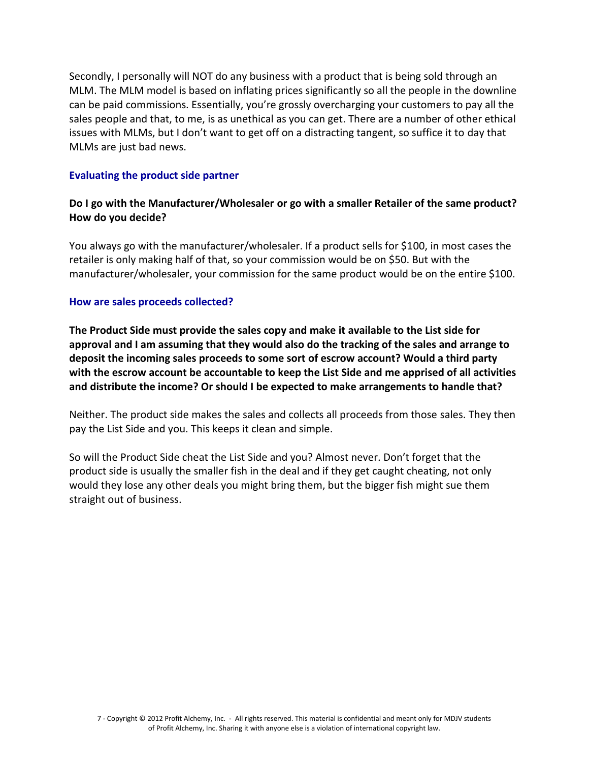Secondly, I personally will NOT do any business with a product that is being sold through an MLM. The MLM model is based on inflating prices significantly so all the people in the downline can be paid commissions. Essentially, you're grossly overcharging your customers to pay all the sales people and that, to me, is as unethical as you can get. There are a number of other ethical issues with MLMs, but I don't want to get off on a distracting tangent, so suffice it to day that MLMs are just bad news.

### Evaluating the product side partner

**Do I go with the Manufacturer/Wholesaler or go with a smaller Retailer of the same product? How do you decide?**

You always go with the manufacturer/wholesaler. If a product sells for $100, in most cases the retailer is only making half of that, so your commission would be on $50. But with the manufacturer/wholesaler, your commission for the same product would be on the entire $100.

### How are sales proceeds collected?

**The Product Side must provide the sales copy and make it available to the List side for approval and I am assuming that they would also do the tracking of the sales and arrange to deposit the incoming sales proceeds to some sort of escrow account? Would a third party with the escrow account be accountable to keep the List Side and me apprised of all activities and distribute the income? Or should I be expected to make arrangements to handle that?**

Neither. The product side makes the sales and collects all proceeds from those sales. They then pay the List Side and you. This keeps it clean and simple.

So will the Product Side cheat the List Side and you? Almost never. Don't forget that the product side is usually the smaller fish in the deal and if they get caught cheating, not only would they lose any other deals you might bring them, but the bigger fish might sue them straight out of business.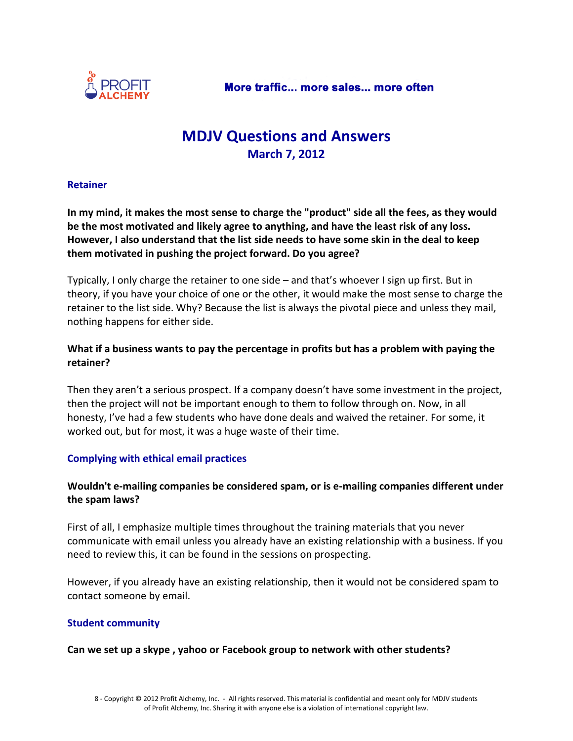# MDJV Questions and Answers

## March 7, 2012

### Retainer

**In my mind, it makes the most sense to charge the "product" side all the fees, as they would be the most motivated and likely agree to anything, and have the least risk of any loss. However, I also understand that the list side needs to have some skin in the deal to keep them motivated in pushing the project forward. Do you agree?**

Typically, I only charge the retainer to one side – and that's whoever I sign up first. But in theory, if you have your choice of one or the other, it would make the most sense to charge the retainer to the list side. Why? Because the list is always the pivotal piece and unless they mail, nothing happens for either side.

**What if a business wants to pay the percentage in profits but has a problem with paying the retainer?**

Then they aren't a serious prospect. If a company doesn't have some investment in the project, then the project will not be important enough to them to follow through on. Now, in all honesty, I've had a few students who have done deals and waived the retainer. For some, it worked out, but for most, it was a huge waste of their time.

### Complying with ethical email practices

**Wouldn't e-mailing companies be considered spam, or is e-mailing companies different under the spam laws?**

First of all, I emphasize multiple times throughout the training materials that you never communicate with email unless you already have an existing relationship with a business. If you need to review this, it can be found in the sessions on prospecting.

However, if you already have an existing relationship, then it would not be considered spam to contact someone by email.

### Student community

**Can we set up a skype , yahoo or Facebook group to network with other students?**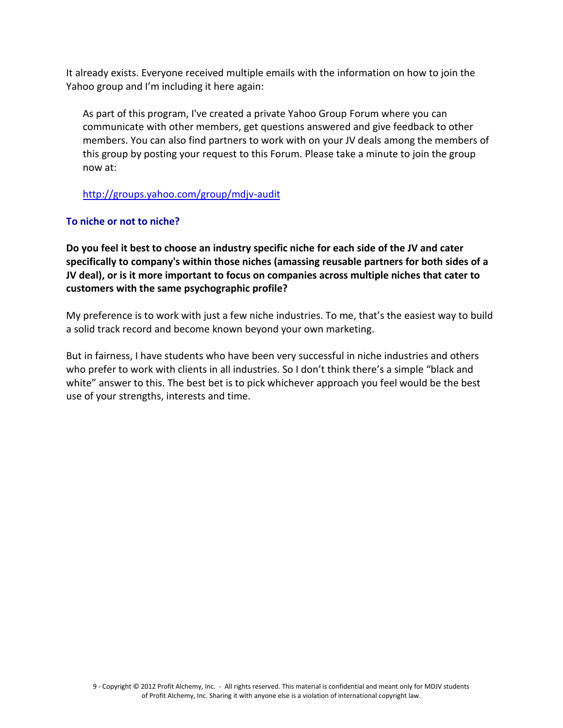It already exists. Everyone received multiple emails with the information on how to join the Yahoo group and I'm including it here again:

> As part of this program, I've created a private Yahoo Group Forum where you can communicate with other members, get questions answered and give feedback to other members. You can also find partners to work with on your JV deals among the members of this group by posting your request to this Forum. Please take a minute to join the group now at:
>
> [http://groups.yahoo.com/group/mdjv-audit](http://groups.yahoo.com/group/mdjv-audit)

### To niche or not to niche?

**Do you feel it best to choose an industry specific niche for each side of the JV and cater specifically to company's within those niches (amassing reusable partners for both sides of a JV deal), or is it more important to focus on companies across multiple niches that cater to customers with the same psychographic profile?**

My preference is to work with just a few niche industries. To me, that's the easiest way to build a solid track record and become known beyond your own marketing.

But in fairness, I have students who have been very successful in niche industries and others who prefer to work with clients in all industries. So I don't think there's a simple "black and white" answer to this. The best bet is to pick whichever approach you feel would be the best use of your strengths, interests and time.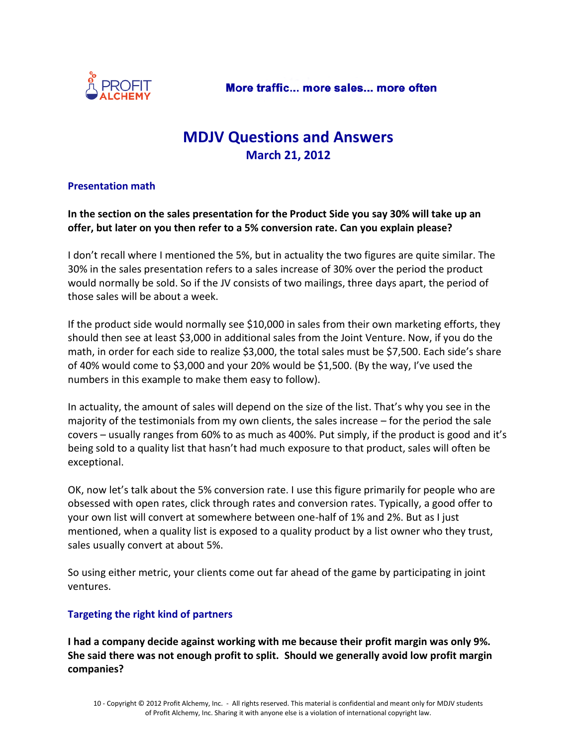# MDJV Questions and Answers

## March 21, 2012

### Presentation math

**In the section on the sales presentation for the Product Side you say 30% will take up an offer, but later on you then refer to a 5% conversion rate. Can you explain please?**

I don't recall where I mentioned the 5%, but in actuality the two figures are quite similar. The 30% in the sales presentation refers to a sales increase of 30% over the period the product would normally be sold. So if the JV consists of two mailings, three days apart, the period of those sales will be about a week.

If the product side would normally see $10,000 in sales from their own marketing efforts, they should then see at least $3,000 in additional sales from the Joint Venture. Now, if you do the math, in order for each side to realize $3,000, the total sales must be $7,500. Each side's share of 40% would come to $3,000 and your 20% would be $1,500. (By the way, I've used the numbers in this example to make them easy to follow).

In actuality, the amount of sales will depend on the size of the list. That's why you see in the majority of the testimonials from my own clients, the sales increase – for the period the sale covers – usually ranges from 60% to as much as 400%. Put simply, if the product is good and it's being sold to a quality list that hasn't had much exposure to that product, sales will often be exceptional.

OK, now let's talk about the 5% conversion rate. I use this figure primarily for people who are obsessed with open rates, click through rates and conversion rates. Typically, a good offer to your own list will convert at somewhere between one-half of 1% and 2%. But as I just mentioned, when a quality list is exposed to a quality product by a list owner who they trust, sales usually convert at about 5%.

So using either metric, your clients come out far ahead of the game by participating in joint ventures.

### Targeting the right kind of partners

**I had a company decide against working with me because their profit margin was only 9%. She said there was not enough profit to split. Should we generally avoid low profit margin companies?**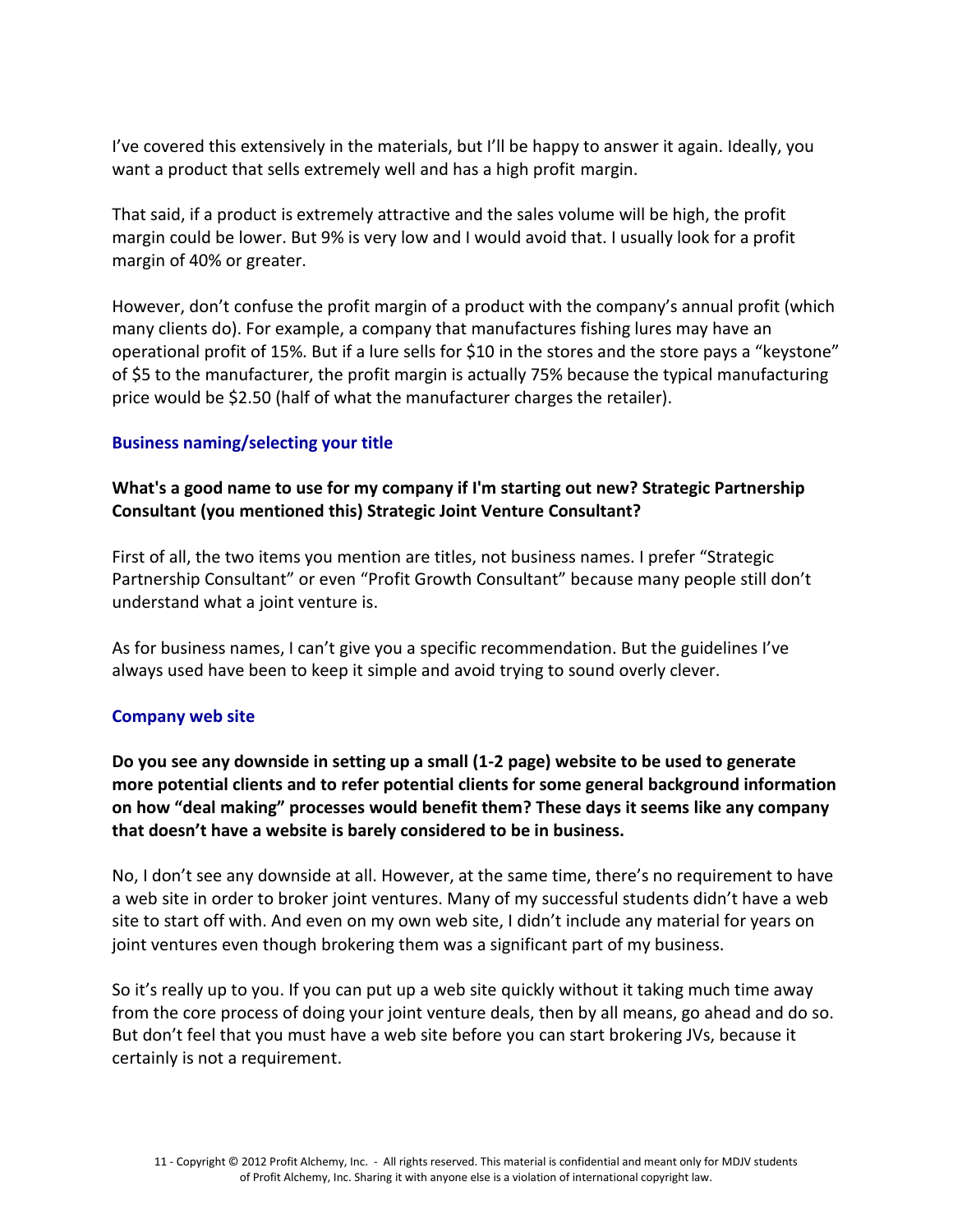I've covered this extensively in the materials, but I'll be happy to answer it again. Ideally, you want a product that sells extremely well and has a high profit margin.

That said, if a product is extremely attractive and the sales volume will be high, the profit margin could be lower. But 9% is very low and I would avoid that. I usually look for a profit margin of 40% or greater.

However, don't confuse the profit margin of a product with the company's annual profit (which many clients do). For example, a company that manufactures fishing lures may have an operational profit of 15%. But if a lure sells for $10 in the stores and the store pays a "keystone" of $5 to the manufacturer, the profit margin is actually 75% because the typical manufacturing price would be $2.50 (half of what the manufacturer charges the retailer).

### Business naming/selecting your title

**What's a good name to use for my company if I'm starting out new? Strategic Partnership Consultant (you mentioned this) Strategic Joint Venture Consultant?**

First of all, the two items you mention are titles, not business names. I prefer "Strategic Partnership Consultant" or even "Profit Growth Consultant" because many people still don't understand what a joint venture is.

As for business names, I can't give you a specific recommendation. But the guidelines I've always used have been to keep it simple and avoid trying to sound overly clever.

### Company web site

**Do you see any downside in setting up a small (1-2 page) website to be used to generate more potential clients and to refer potential clients for some general background information on how "deal making" processes would benefit them? These days it seems like any company that doesn't have a website is barely considered to be in business.**

No, I don't see any downside at all. However, at the same time, there's no requirement to have a web site in order to broker joint ventures. Many of my successful students didn't have a web site to start off with. And even on my own web site, I didn't include any material for years on joint ventures even though brokering them was a significant part of my business.

So it's really up to you. If you can put up a web site quickly without it taking much time away from the core process of doing your joint venture deals, then by all means, go ahead and do so. But don't feel that you must have a web site before you can start brokering JVs, because it certainly is not a requirement.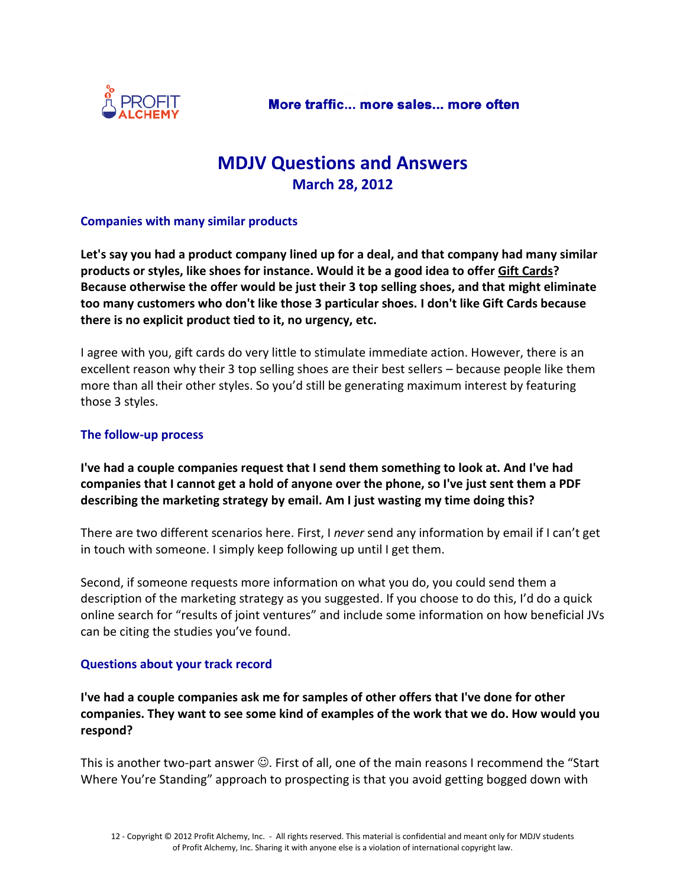# MDJV Questions and Answers

## March 28, 2012

### Companies with many similar products

**Let's say you had a product company lined up for a deal, and that company had many similar products or styles, like shoes for instance. Would it be a good idea to offer Gift Cards? Because otherwise the offer would be just their 3 top selling shoes, and that might eliminate too many customers who don't like those 3 particular shoes. I don't like Gift Cards because there is no explicit product tied to it, no urgency, etc.**

I agree with you, gift cards do very little to stimulate immediate action. However, there is an excellent reason why their 3 top selling shoes are their best sellers – because people like them more than all their other styles. So you'd still be generating maximum interest by featuring those 3 styles.

### The follow-up process

**I've had a couple companies request that I send them something to look at. And I've had companies that I cannot get a hold of anyone over the phone, so I've just sent them a PDF describing the marketing strategy by email. Am I just wasting my time doing this?**

There are two different scenarios here. First, I *never* send any information by email if I can't get in touch with someone. I simply keep following up until I get them.

Second, if someone requests more information on what you do, you could send them a description of the marketing strategy as you suggested. If you choose to do this, I'd do a quick online search for "results of joint ventures" and include some information on how beneficial JVs can be citing the studies you've found.

### Questions about your track record

**I've had a couple companies ask me for samples of other offers that I've done for other companies. They want to see some kind of examples of the work that we do. How would you respond?**

This is another two-part answer ☺. First of all, one of the main reasons I recommend the "Start Where You're Standing" approach to prospecting is that you avoid getting bogged down with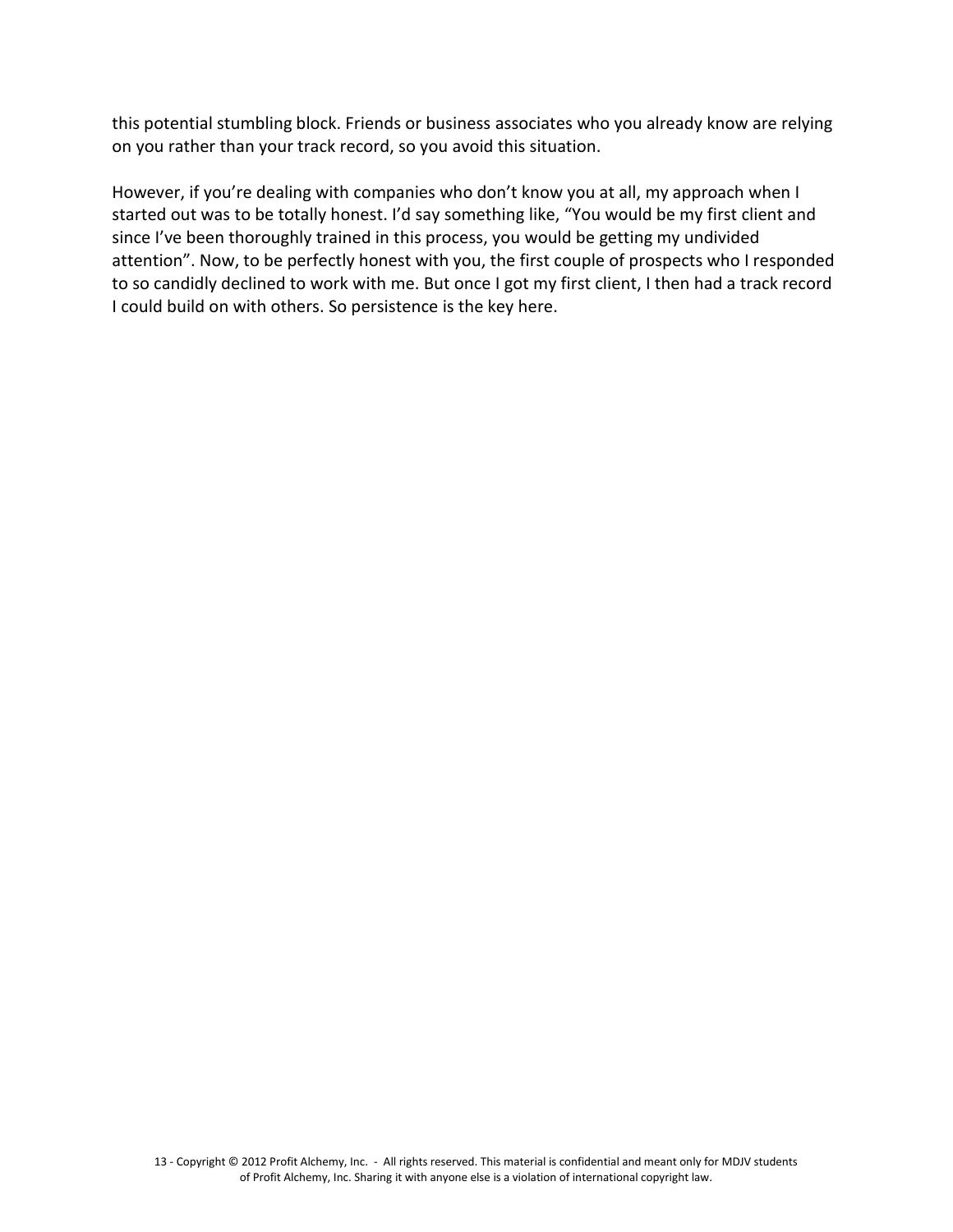this potential stumbling block. Friends or business associates who you already know are relying on you rather than your track record, so you avoid this situation.

However, if you're dealing with companies who don't know you at all, my approach when I started out was to be totally honest. I'd say something like, "You would be my first client and since I've been thoroughly trained in this process, you would be getting my undivided attention". Now, to be perfectly honest with you, the first couple of prospects who I responded to so candidly declined to work with me. But once I got my first client, I then had a track record I could build on with others. So persistence is the key here.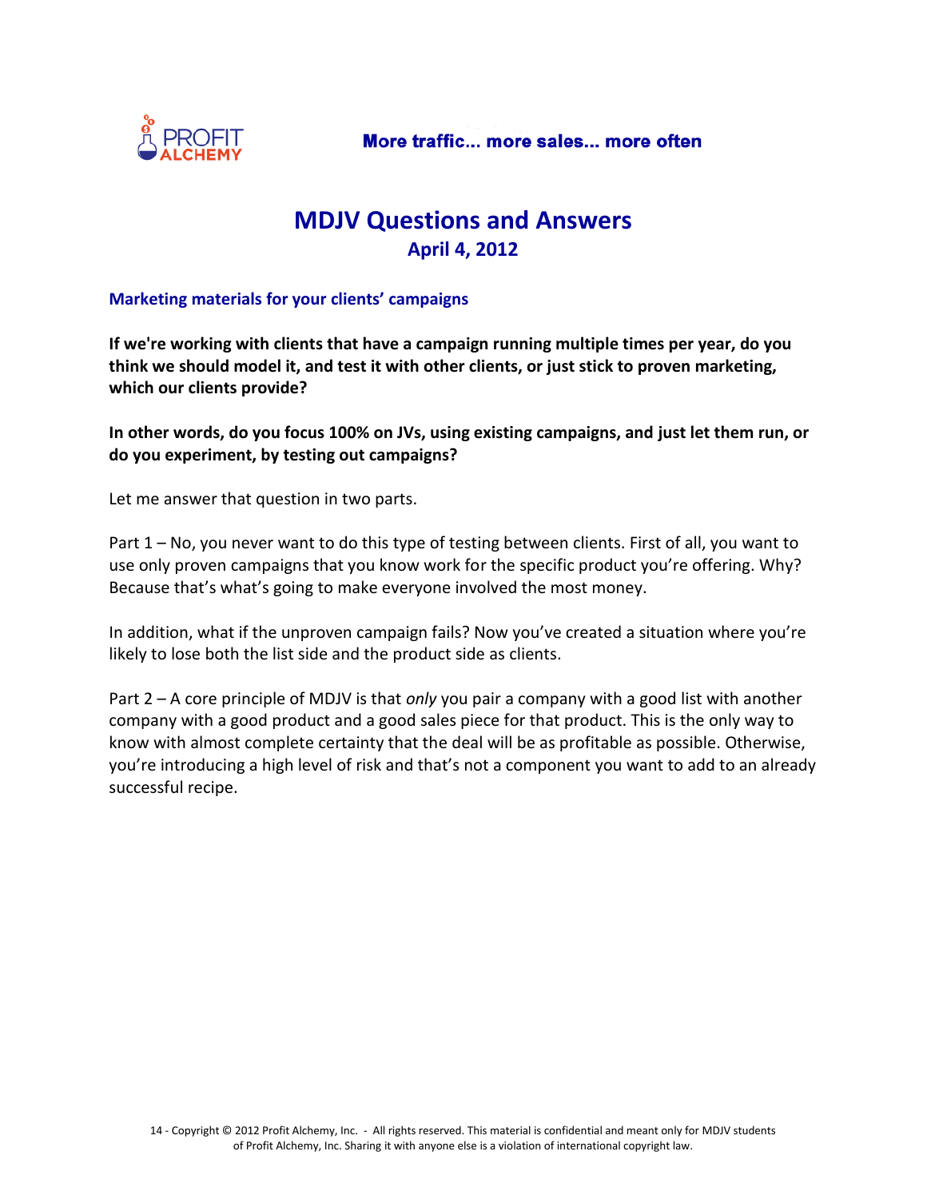# MDJV Questions and Answers

## April 4, 2012

### Marketing materials for your clients' campaigns

**If we're working with clients that have a campaign running multiple times per year, do you think we should model it, and test it with other clients, or just stick to proven marketing, which our clients provide?**

**In other words, do you focus 100% on JVs, using existing campaigns, and just let them run, or do you experiment, by testing out campaigns?**

Let me answer that question in two parts.

Part 1 – No, you never want to do this type of testing between clients. First of all, you want to use only proven campaigns that you know work for the specific product you're offering. Why? Because that's what's going to make everyone involved the most money.

In addition, what if the unproven campaign fails? Now you've created a situation where you're likely to lose both the list side and the product side as clients.

Part 2 – A core principle of MDJV is that *only* you pair a company with a good list with another company with a good product and a good sales piece for that product. This is the only way to know with almost complete certainty that the deal will be as profitable as possible. Otherwise, you're introducing a high level of risk and that's not a component you want to add to an already successful recipe.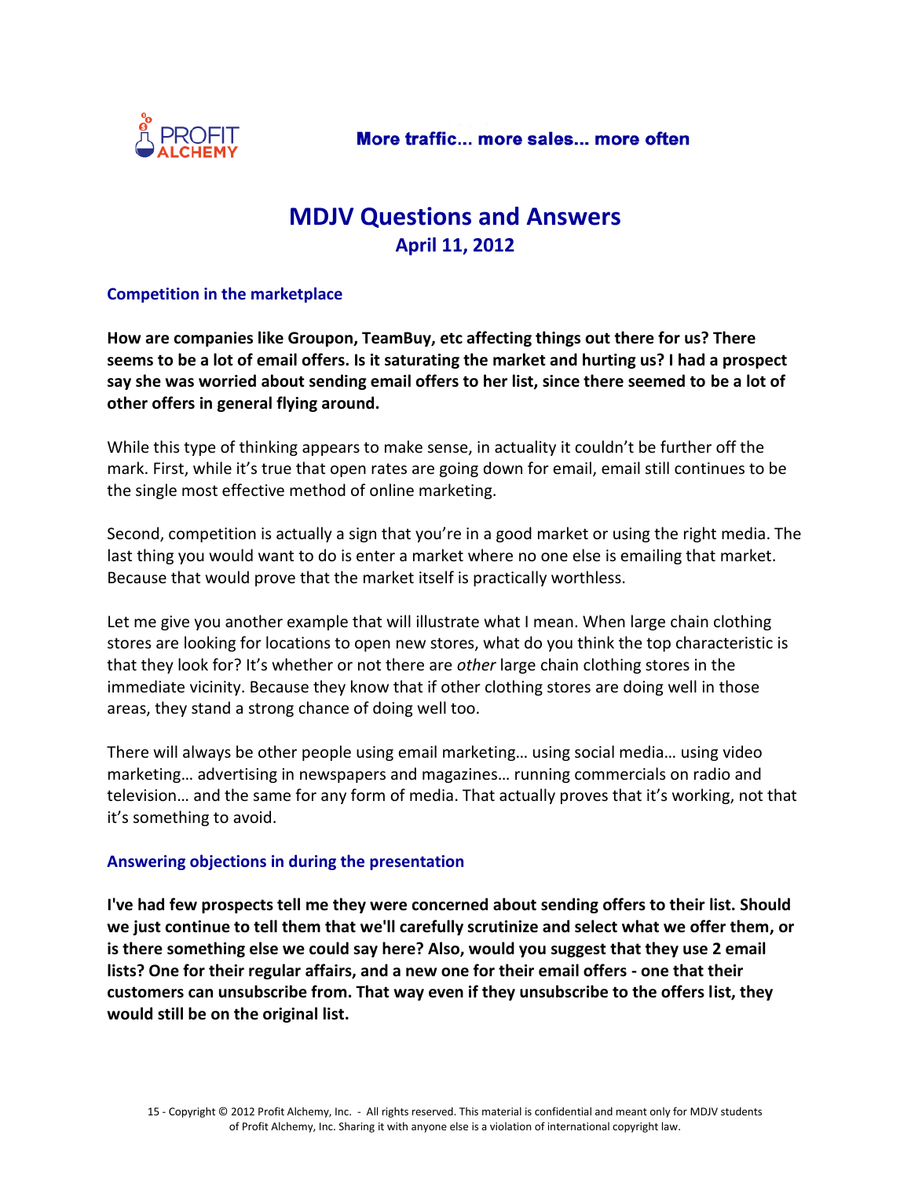# MDJV Questions and Answers

## April 11, 2012

### Competition in the marketplace

**How are companies like Groupon, TeamBuy, etc affecting things out there for us? There seems to be a lot of email offers. Is it saturating the market and hurting us? I had a prospect say she was worried about sending email offers to her list, since there seemed to be a lot of other offers in general flying around.**

While this type of thinking appears to make sense, in actuality it couldn't be further off the mark. First, while it's true that open rates are going down for email, email still continues to be the single most effective method of online marketing.

Second, competition is actually a sign that you're in a good market or using the right media. The last thing you would want to do is enter a market where no one else is emailing that market. Because that would prove that the market itself is practically worthless.

Let me give you another example that will illustrate what I mean. When large chain clothing stores are looking for locations to open new stores, what do you think the top characteristic is that they look for? It's whether or not there are *other* large chain clothing stores in the immediate vicinity. Because they know that if other clothing stores are doing well in those areas, they stand a strong chance of doing well too.

There will always be other people using email marketing… using social media… using video marketing… advertising in newspapers and magazines… running commercials on radio and television… and the same for any form of media. That actually proves that it's working, not that it's something to avoid.

### Answering objections in during the presentation

**I've had few prospects tell me they were concerned about sending offers to their list. Should we just continue to tell them that we'll carefully scrutinize and select what we offer them, or is there something else we could say here? Also, would you suggest that they use 2 email lists? One for their regular affairs, and a new one for their email offers - one that their customers can unsubscribe from. That way even if they unsubscribe to the offers list, they would still be on the original list.**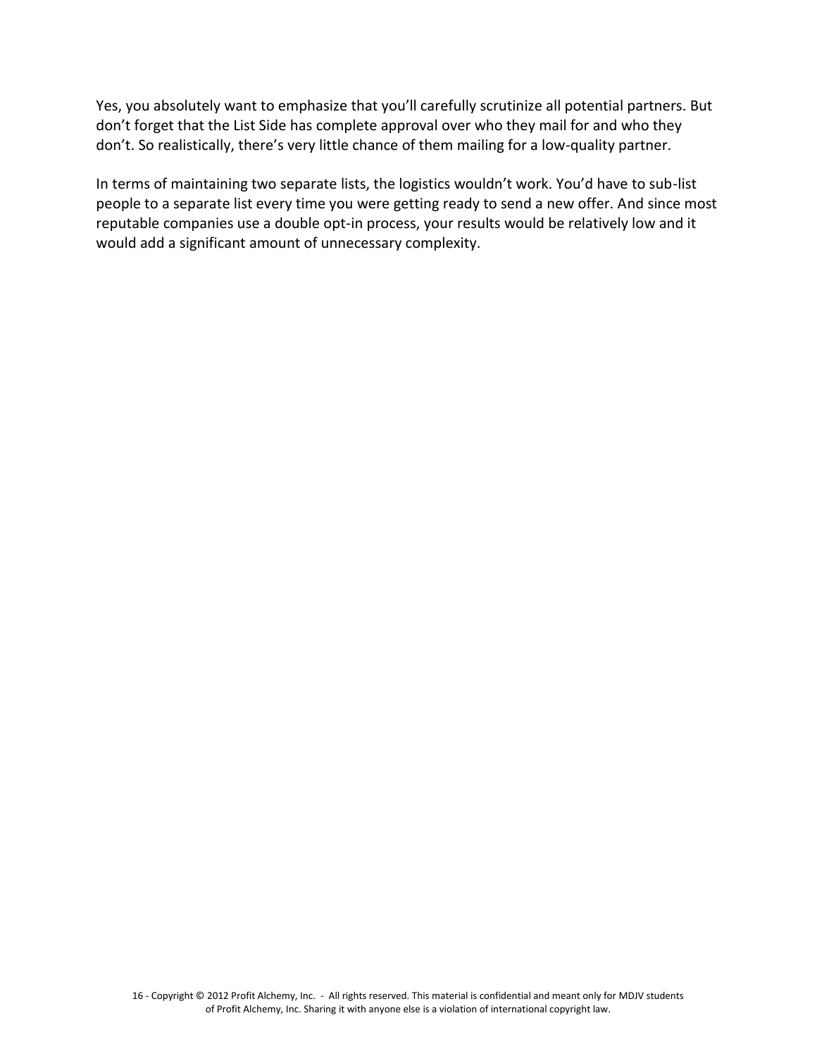Yes, you absolutely want to emphasize that you'll carefully scrutinize all potential partners. But don't forget that the List Side has complete approval over who they mail for and who they don't. So realistically, there's very little chance of them mailing for a low-quality partner.

In terms of maintaining two separate lists, the logistics wouldn't work. You'd have to sub-list people to a separate list every time you were getting ready to send a new offer. And since most reputable companies use a double opt-in process, your results would be relatively low and it would add a significant amount of unnecessary complexity.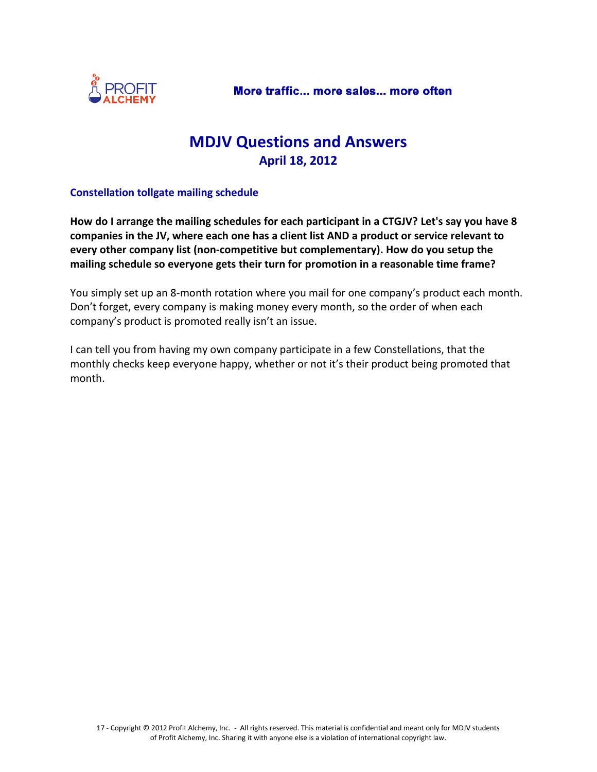# MDJV Questions and Answers

## April 18, 2012

### Constellation tollgate mailing schedule

**How do I arrange the mailing schedules for each participant in a CTGJV? Let's say you have 8 companies in the JV, where each one has a client list AND a product or service relevant to every other company list (non-competitive but complementary). How do you setup the mailing schedule so everyone gets their turn for promotion in a reasonable time frame?**

You simply set up an 8-month rotation where you mail for one company's product each month. Don't forget, every company is making money every month, so the order of when each company's product is promoted really isn't an issue.

I can tell you from having my own company participate in a few Constellations, that the monthly checks keep everyone happy, whether or not it's their product being promoted that month.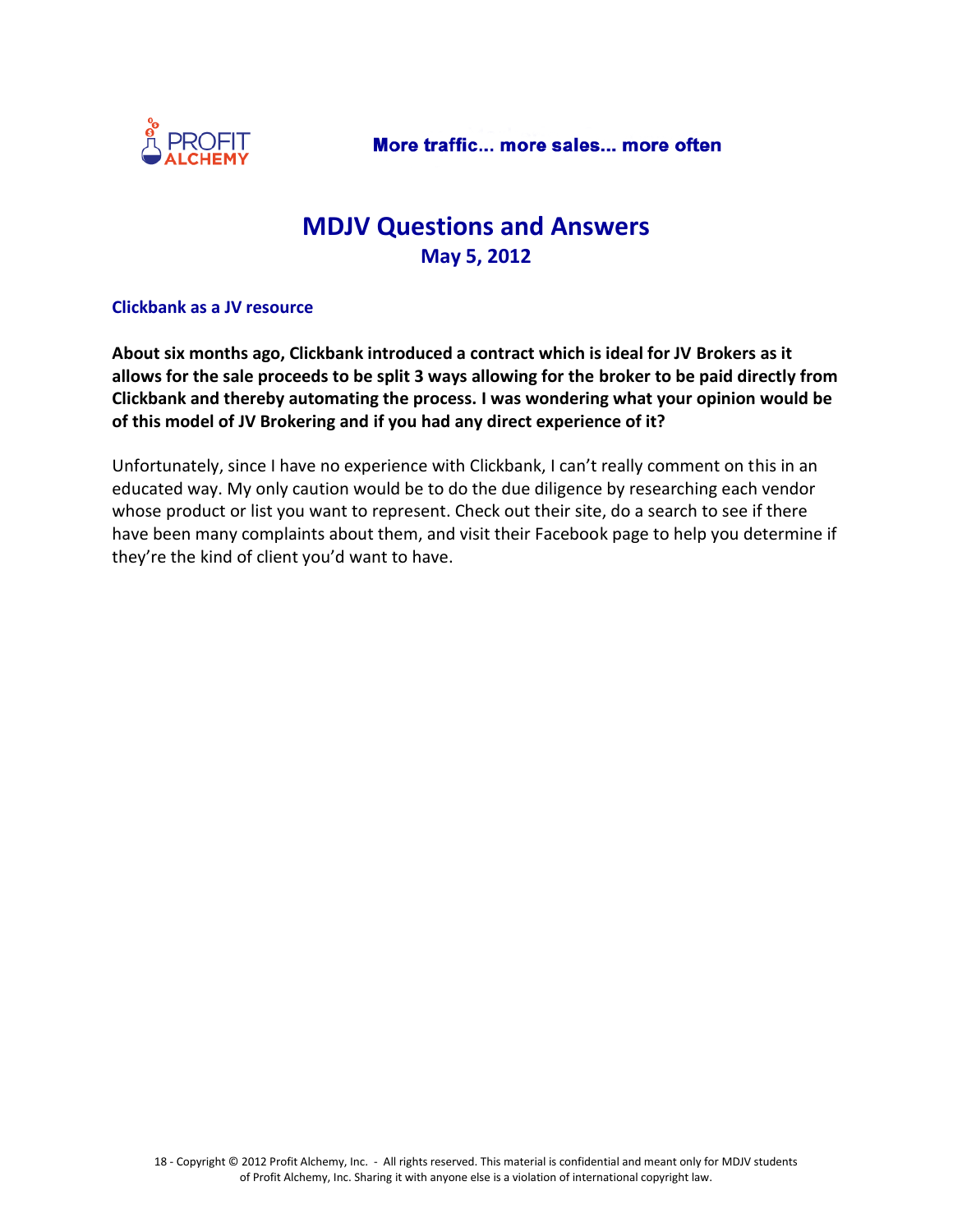# MDJV Questions and Answers

## May 5, 2012

### Clickbank as a JV resource

**About six months ago, Clickbank introduced a contract which is ideal for JV Brokers as it allows for the sale proceeds to be split 3 ways allowing for the broker to be paid directly from Clickbank and thereby automating the process. I was wondering what your opinion would be of this model of JV Brokering and if you had any direct experience of it?**

Unfortunately, since I have no experience with Clickbank, I can't really comment on this in an educated way. My only caution would be to do the due diligence by researching each vendor whose product or list you want to represent. Check out their site, do a search to see if there have been many complaints about them, and visit their Facebook page to help you determine if they're the kind of client you'd want to have.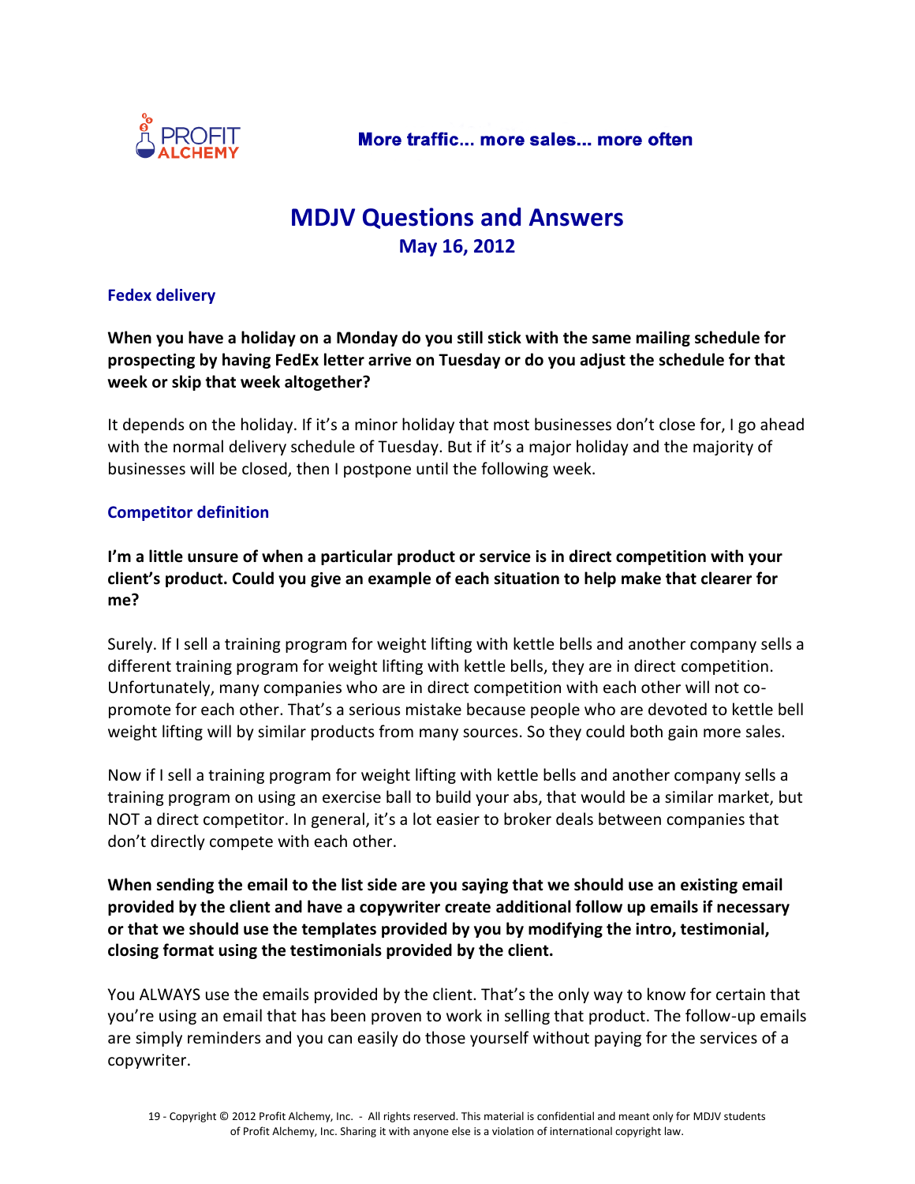# MDJV Questions and Answers

## May 16, 2012

### Fedex delivery

**When you have a holiday on a Monday do you still stick with the same mailing schedule for prospecting by having FedEx letter arrive on Tuesday or do you adjust the schedule for that week or skip that week altogether?**

It depends on the holiday. If it's a minor holiday that most businesses don't close for, I go ahead with the normal delivery schedule of Tuesday. But if it's a major holiday and the majority of businesses will be closed, then I postpone until the following week.

### Competitor definition

**I'm a little unsure of when a particular product or service is in direct competition with your client's product. Could you give an example of each situation to help make that clearer for me?**

Surely. If I sell a training program for weight lifting with kettle bells and another company sells a different training program for weight lifting with kettle bells, they are in direct competition. Unfortunately, many companies who are in direct competition with each other will not co-promote for each other. That's a serious mistake because people who are devoted to kettle bell weight lifting will by similar products from many sources. So they could both gain more sales.

Now if I sell a training program for weight lifting with kettle bells and another company sells a training program on using an exercise ball to build your abs, that would be a similar market, but NOT a direct competitor. In general, it's a lot easier to broker deals between companies that don't directly compete with each other.

**When sending the email to the list side are you saying that we should use an existing email provided by the client and have a copywriter create additional follow up emails if necessary or that we should use the templates provided by you by modifying the intro, testimonial, closing format using the testimonials provided by the client.**

You ALWAYS use the emails provided by the client. That's the only way to know for certain that you're using an email that has been proven to work in selling that product. The follow-up emails are simply reminders and you can easily do those yourself without paying for the services of a copywriter.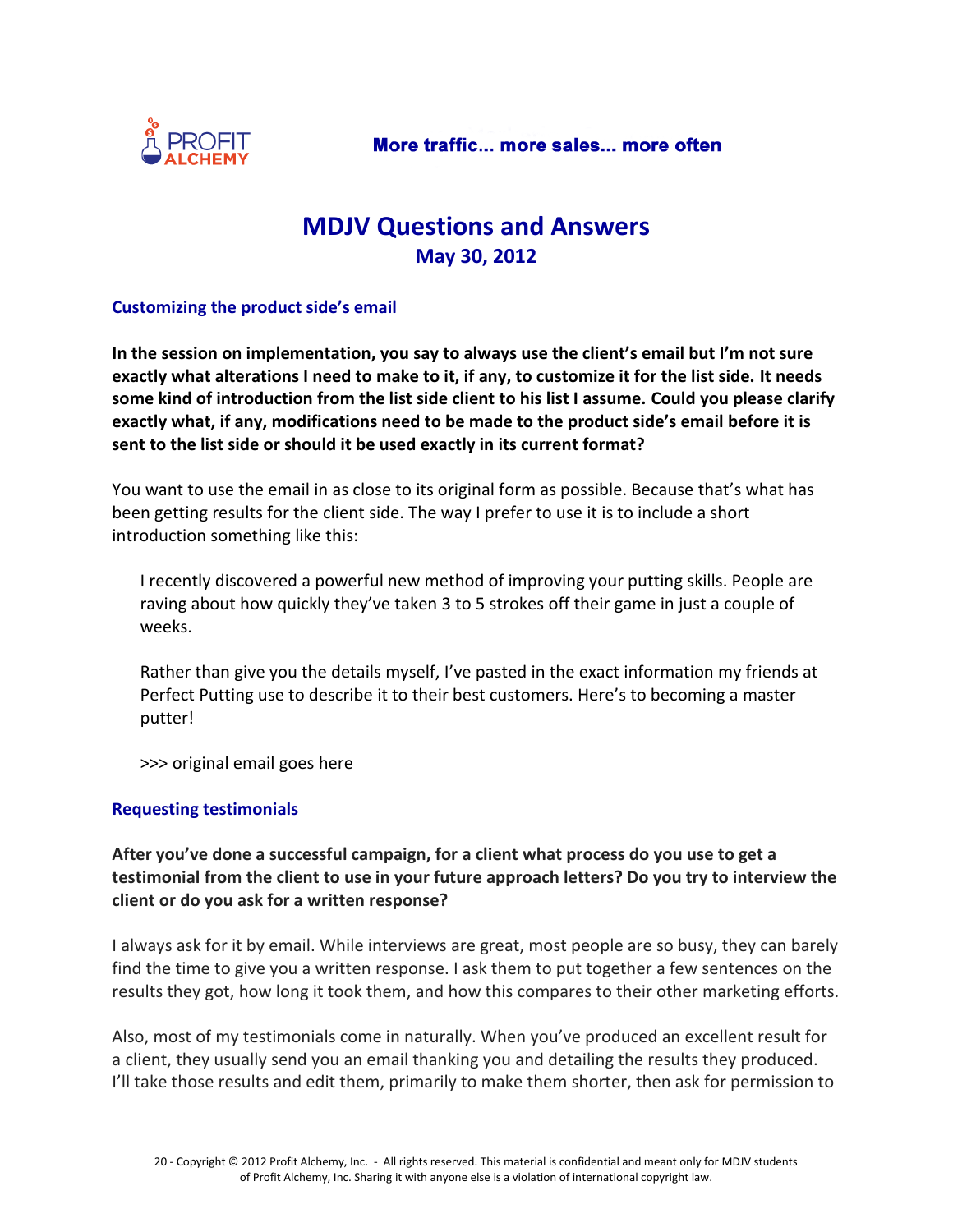# MDJV Questions and Answers

## May 30, 2012

### Customizing the product side's email

**In the session on implementation, you say to always use the client's email but I'm not sure exactly what alterations I need to make to it, if any, to customize it for the list side. It needs some kind of introduction from the list side client to his list I assume. Could you please clarify exactly what, if any, modifications need to be made to the product side's email before it is sent to the list side or should it be used exactly in its current format?**

You want to use the email in as close to its original form as possible. Because that's what has been getting results for the client side. The way I prefer to use it is to include a short introduction something like this:

> I recently discovered a powerful new method of improving your putting skills. People are raving about how quickly they've taken 3 to 5 strokes off their game in just a couple of weeks.
>
> Rather than give you the details myself, I've pasted in the exact information my friends at Perfect Putting use to describe it to their best customers. Here's to becoming a master putter!
>
> >>> original email goes here

### Requesting testimonials

**After you've done a successful campaign, for a client what process do you use to get a testimonial from the client to use in your future approach letters? Do you try to interview the client or do you ask for a written response?**

I always ask for it by email. While interviews are great, most people are so busy, they can barely find the time to give you a written response. I ask them to put together a few sentences on the results they got, how long it took them, and how this compares to their other marketing efforts.

Also, most of my testimonials come in naturally. When you've produced an excellent result for a client, they usually send you an email thanking you and detailing the results they produced. I'll take those results and edit them, primarily to make them shorter, then ask for permission to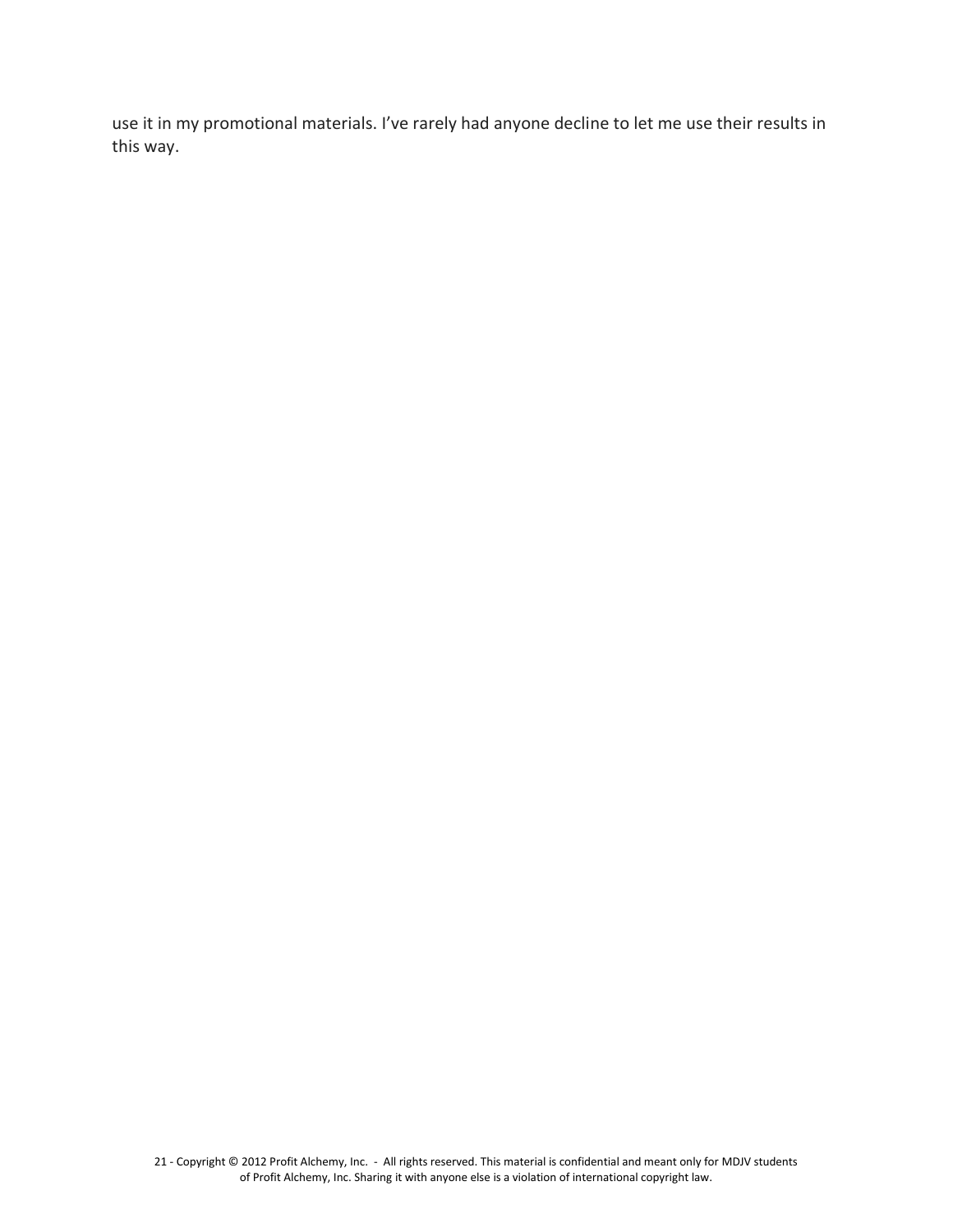use it in my promotional materials. I've rarely had anyone decline to let me use their results in this way.